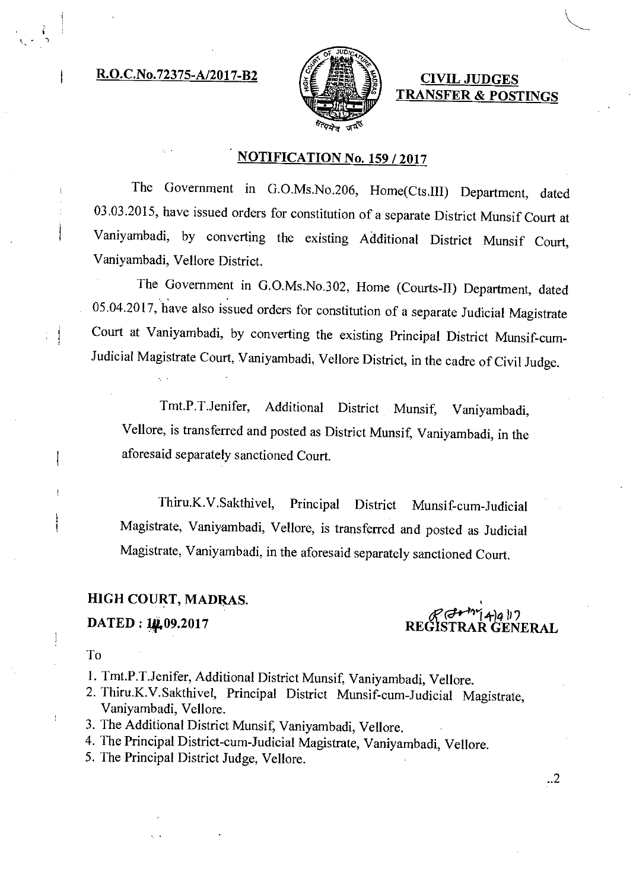**R.O.C.No.72375-A/2017-B2**

**CIVIL JUDGES TRANSFER & POSTINGS**

## NOTIFICATION No. 159 / 2017

The Government in G.O.Ms.No.206, Home(Cts.III) Department, dated 03.03.2015, have issued orders for constitution of a separate District Munsif Court at Vaniyambadi, by converting the existing Additional District Munsif Court, Vaniyambadi, Vellore District.

The Government in G.O.Ms.No.302, Home (Courts-II) Department, dated 05.04.2017, have also issued orders for constitution of a separate Judicial Magistrate Court at Vaniyambadi, by converting the existing Principal District Munsif-cum-Judicial Magistrate Court, Vaniyambadi, Vellore District, in the cadre of Civil Judge.

Tmt.P.T.Jenifer, Additional District Munsif, Vaniyambadi, Vellore, is transferred and posted as District Munsif, Vaniyambadi, in the aforesaid separately sanctioned Court.

Thiru.K.V.Sakthivel, Principal District Munsif-cum-Judicial Magistrate, Vaniyambadi, Vellore, is transferred and posted as Judicial Magistrate, Vaniyambadi, in the aforesaid separately sanctioned Court.

**HIGH COURT, MADRAS.**

**DATED : 14.09.2017**

14/9/17
**REGISTRAR GENERAL**

To

1. Tmt.P.T.Jenifer, Additional District Munsif, Vaniyambadi, Vellore.
2. Thiru.K.V.Sakthivel, Principal District Munsif-cum-Judicial Magistrate, Vaniyambadi, Vellore.
3. The Additional District Munsif, Vaniyambadi, Vellore.
4. The Principal District-cum-Judicial Magistrate, Vaniyambadi, Vellore.
5. The Principal District Judge, Vellore.

..2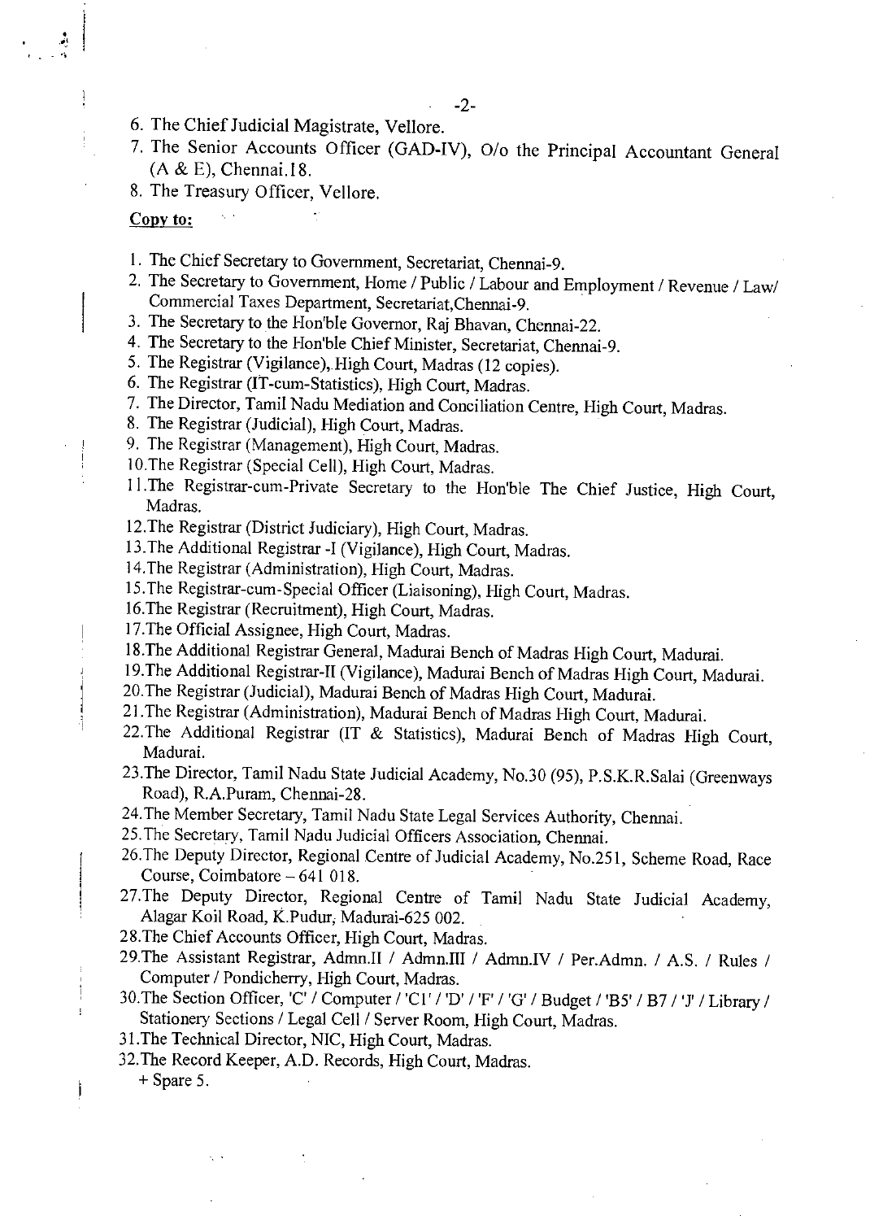6. The Chief Judicial Magistrate, Vellore.
7. The Senior Accounts Officer (GAD-IV), O/o the Principal Accountant General (A & E), Chennai.18.
8. The Treasury Officer, Vellore.

**Copy to:**

1. The Chief Secretary to Government, Secretariat, Chennai-9.
2. The Secretary to Government, Home / Public / Labour and Employment / Revenue / Law/ Commercial Taxes Department, Secretariat,Chennai-9.
3. The Secretary to the Hon'ble Governor, Raj Bhavan, Chennai-22.
4. The Secretary to the Hon'ble Chief Minister, Secretariat, Chennai-9.
5. The Registrar (Vigilance), High Court, Madras (12 copies).
6. The Registrar (IT-cum-Statistics), High Court, Madras.
7. The Director, Tamil Nadu Mediation and Conciliation Centre, High Court, Madras.
8. The Registrar (Judicial), High Court, Madras.
9. The Registrar (Management), High Court, Madras.
10. The Registrar (Special Cell), High Court, Madras.
11. The Registrar-cum-Private Secretary to the Hon'ble The Chief Justice, High Court, Madras.
12. The Registrar (District Judiciary), High Court, Madras.
13. The Additional Registrar -I (Vigilance), High Court, Madras.
14. The Registrar (Administration), High Court, Madras.
15. The Registrar-cum-Special Officer (Liaisoning), High Court, Madras.
16. The Registrar (Recruitment), High Court, Madras.
17. The Official Assignee, High Court, Madras.
18. The Additional Registrar General, Madurai Bench of Madras High Court, Madurai.
19. The Additional Registrar-II (Vigilance), Madurai Bench of Madras High Court, Madurai.
20. The Registrar (Judicial), Madurai Bench of Madras High Court, Madurai.
21. The Registrar (Administration), Madurai Bench of Madras High Court, Madurai.
22. The Additional Registrar (IT & Statistics), Madurai Bench of Madras High Court, Madurai.
23. The Director, Tamil Nadu State Judicial Academy, No.30 (95), P.S.K.R.Salai (Greenways Road), R.A.Puram, Chennai-28.
24. The Member Secretary, Tamil Nadu State Legal Services Authority, Chennai.
25. The Secretary, Tamil Nadu Judicial Officers Association, Chennai.
26. The Deputy Director, Regional Centre of Judicial Academy, No.251, Scheme Road, Race Course, Coimbatore – 641 018.
27. The Deputy Director, Regional Centre of Tamil Nadu State Judicial Academy, Alagar Koil Road, K.Pudur, Madurai-625 002.
28. The Chief Accounts Officer, High Court, Madras.
29. The Assistant Registrar, Admn.II / Admn.III / Admn.IV / Per.Admn. / A.S. / Rules / Computer / Pondicherry, High Court, Madras.
30. The Section Officer, 'C' / Computer / 'C1' / 'D' / 'F' / 'G' / Budget / 'B5' / B7 / 'J' / Library / Stationery Sections / Legal Cell / Server Room, High Court, Madras.
31. The Technical Director, NIC, High Court, Madras.
32. The Record Keeper, A.D. Records, High Court, Madras.

+ Spare 5.